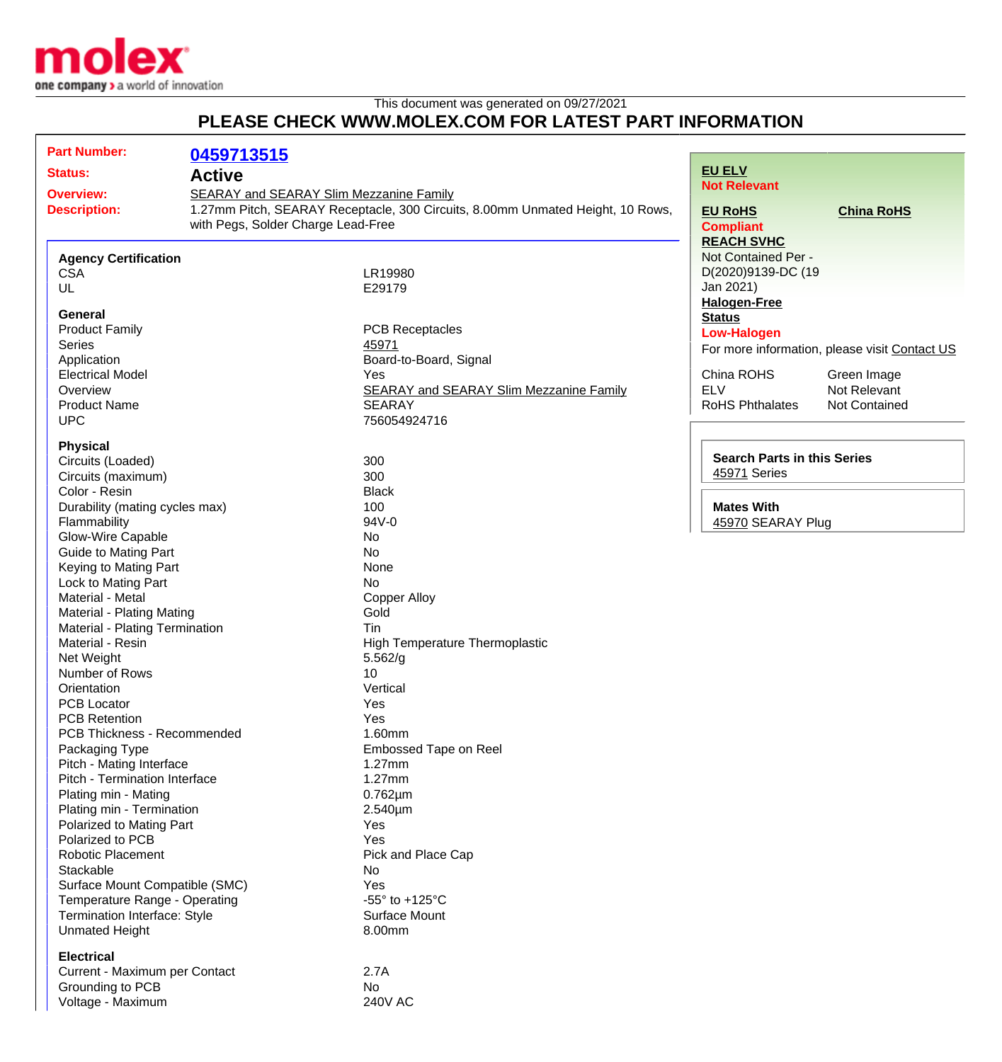molex
one company > a world of innovation

This document was generated on 09/27/2021

## PLEASE CHECK WWW.MOLEX.COM FOR LATEST PART INFORMATION

**Part Number:** 0459713515

**Status:** Active

**Overview:** SEARAY and SEARAY Slim Mezzanine Family

**Description:** 1.27mm Pitch, SEARAY Receptacle, 300 Circuits, 8.00mm Unmated Height, 10 Rows, with Pegs, Solder Charge Lead-Free

### Agency Certification

| | |
|---|---|
| CSA | LR19980 |
| UL | E29179 |

### General

| | |
|---|---|
| Product Family | PCB Receptacles |
| Series | 45971 |
| Application | Board-to-Board, Signal |
| Electrical Model | Yes |
| Overview | SEARAY and SEARAY Slim Mezzanine Family |
| Product Name | SEARAY |
| UPC | 756054924716 |

### Physical

| | |
|---|---|
| Circuits (Loaded) | 300 |
| Circuits (maximum) | 300 |
| Color - Resin | Black |
| Durability (mating cycles max) | 100 |
| Flammability | 94V-0 |
| Glow-Wire Capable | No |
| Guide to Mating Part | No |
| Keying to Mating Part | None |
| Lock to Mating Part | No |
| Material - Metal | Copper Alloy |
| Material - Plating Mating | Gold |
| Material - Plating Termination | Tin |
| Material - Resin | High Temperature Thermoplastic |
| Net Weight | 5.562/g |
| Number of Rows | 10 |
| Orientation | Vertical |
| PCB Locator | Yes |
| PCB Retention | Yes |
| PCB Thickness - Recommended | 1.60mm |
| Packaging Type | Embossed Tape on Reel |
| Pitch - Mating Interface | 1.27mm |
| Pitch - Termination Interface | 1.27mm |
| Plating min - Mating | 0.762µm |
| Plating min - Termination | 2.540µm |
| Polarized to Mating Part | Yes |
| Polarized to PCB | Yes |
| Robotic Placement | Pick and Place Cap |
| Stackable | No |
| Surface Mount Compatible (SMC) | Yes |
| Temperature Range - Operating | -55° to +125°C |
| Termination Interface: Style | Surface Mount |
| Unmated Height | 8.00mm |

### Electrical

| | |
|---|---|
| Current - Maximum per Contact | 2.7A |
| Grounding to PCB | No |
| Voltage - Maximum | 240V AC |

**EU ELV**
Not Relevant

**EU RoHS**
Compliant

**China RoHS**

**REACH SVHC**
Not Contained Per - D(2020)9139-DC (19 Jan 2021)

**Halogen-Free Status**
Low-Halogen

For more information, please visit Contact US

| | |
|---|---|
| China ROHS | Green Image |
| ELV | Not Relevant |
| RoHS Phthalates | Not Contained |

**Search Parts in this Series**
45971 Series

**Mates With**
45970 SEARAY Plug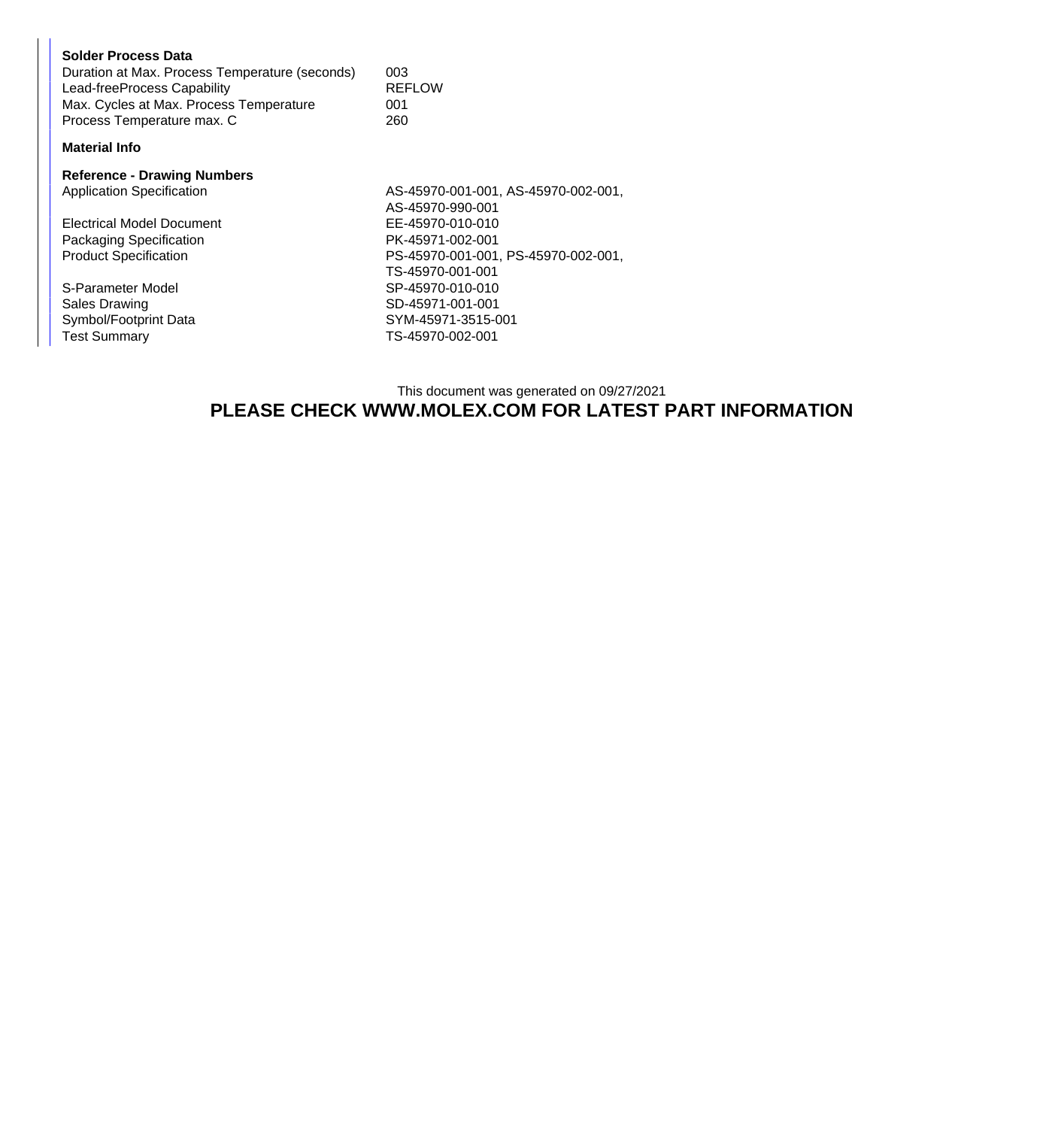**Solder Process Data**

| | |
|---|---|
| Duration at Max. Process Temperature (seconds) | 003 |
| Lead-freeProcess Capability | REFLOW |
| Max. Cycles at Max. Process Temperature | 001 |
| Process Temperature max. C | 260 |

**Material Info**

**Reference - Drawing Numbers**

| | |
|---|---|
| Application Specification | AS-45970-001-001, AS-45970-002-001, AS-45970-990-001 |
| Electrical Model Document | EE-45970-010-010 |
| Packaging Specification | PK-45971-002-001 |
| Product Specification | PS-45970-001-001, PS-45970-002-001, TS-45970-001-001 |
| S-Parameter Model | SP-45970-010-010 |
| Sales Drawing | SD-45971-001-001 |
| Symbol/Footprint Data | SYM-45971-3515-001 |
| Test Summary | TS-45970-002-001 |

This document was generated on 09/27/2021

**PLEASE CHECK WWW.MOLEX.COM FOR LATEST PART INFORMATION**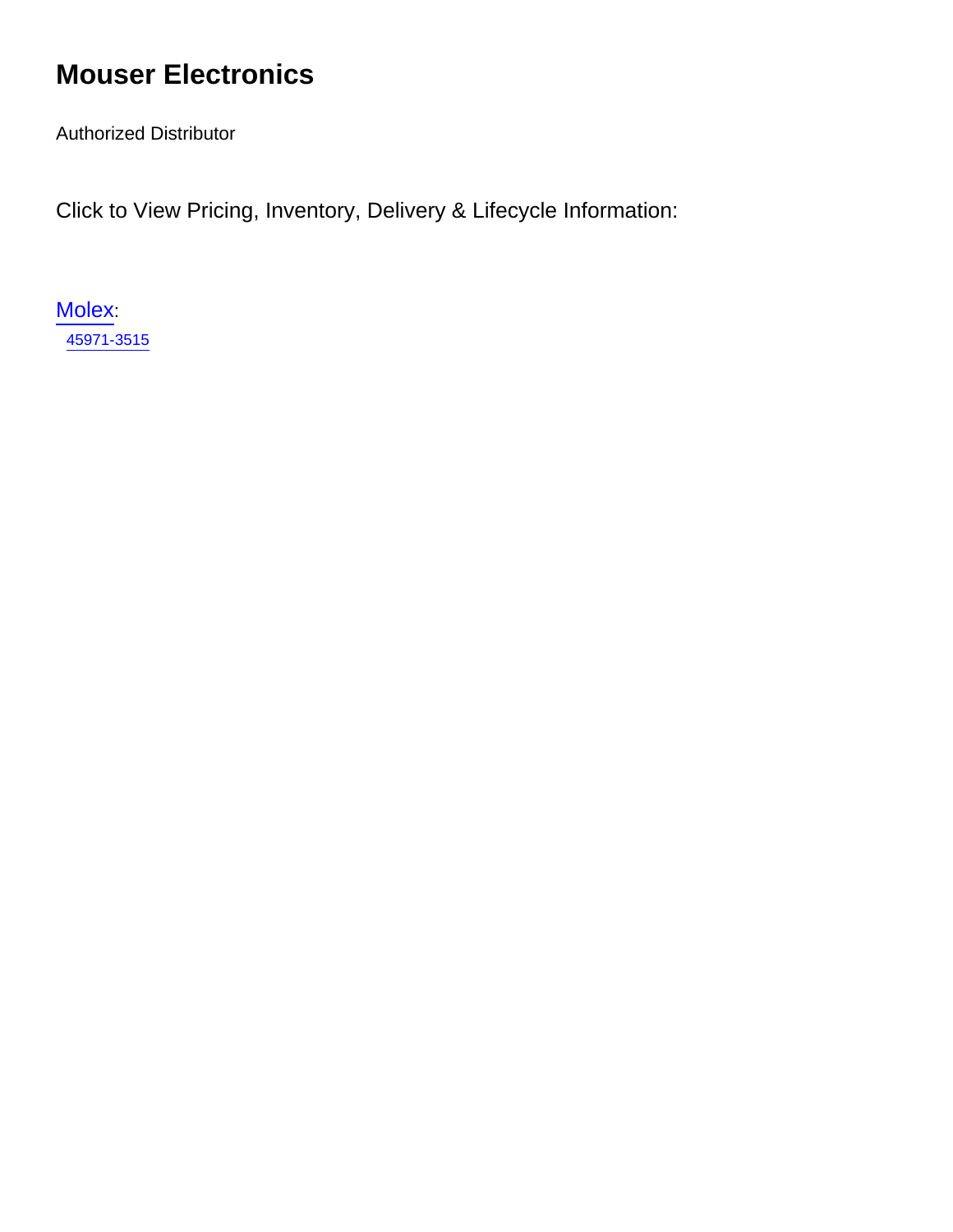# Mouser Electronics

Authorized Distributor

Click to View Pricing, Inventory, Delivery & Lifecycle Information:

Molex:

45971-3515